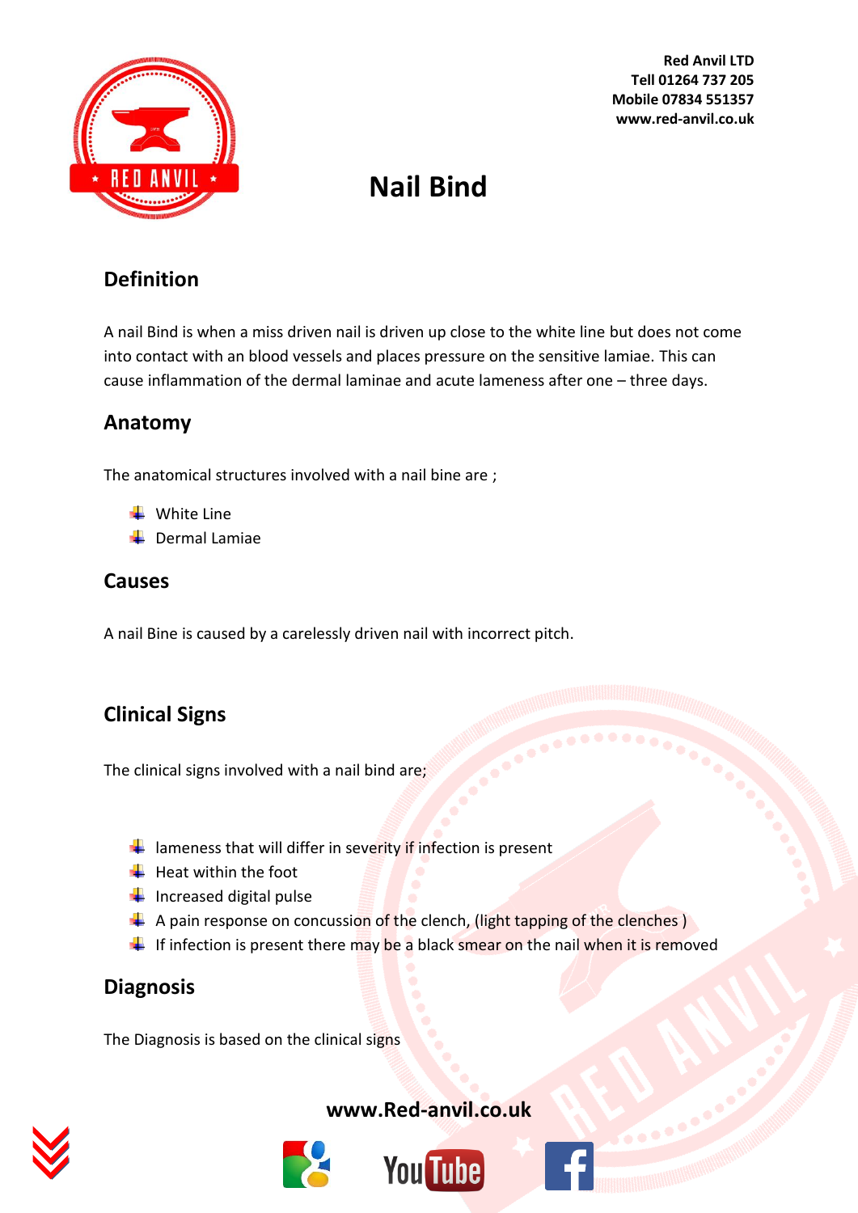Red Anvil LTD
Tell 01264 737 205
Mobile 07834 551357
www.red-anvil.co.uk

# Nail Bind

## Definition

A nail Bind is when a miss driven nail is driven up close to the white line but does not come into contact with an blood vessels and places pressure on the sensitive lamiae. This can cause inflammation of the dermal laminae and acute lameness after one – three days.

## Anatomy

The anatomical structures involved with a nail bine are ;

- White Line
- Dermal Lamiae

## Causes

A nail Bine is caused by a carelessly driven nail with incorrect pitch.

## Clinical Signs

The clinical signs involved with a nail bind are;

- lameness that will differ in severity if infection is present
- Heat within the foot
- Increased digital pulse
- A pain response on concussion of the clench, (light tapping of the clenches )
- If infection is present there may be a black smear on the nail when it is removed

## Diagnosis

The Diagnosis is based on the clinical signs

www.Red-anvil.co.uk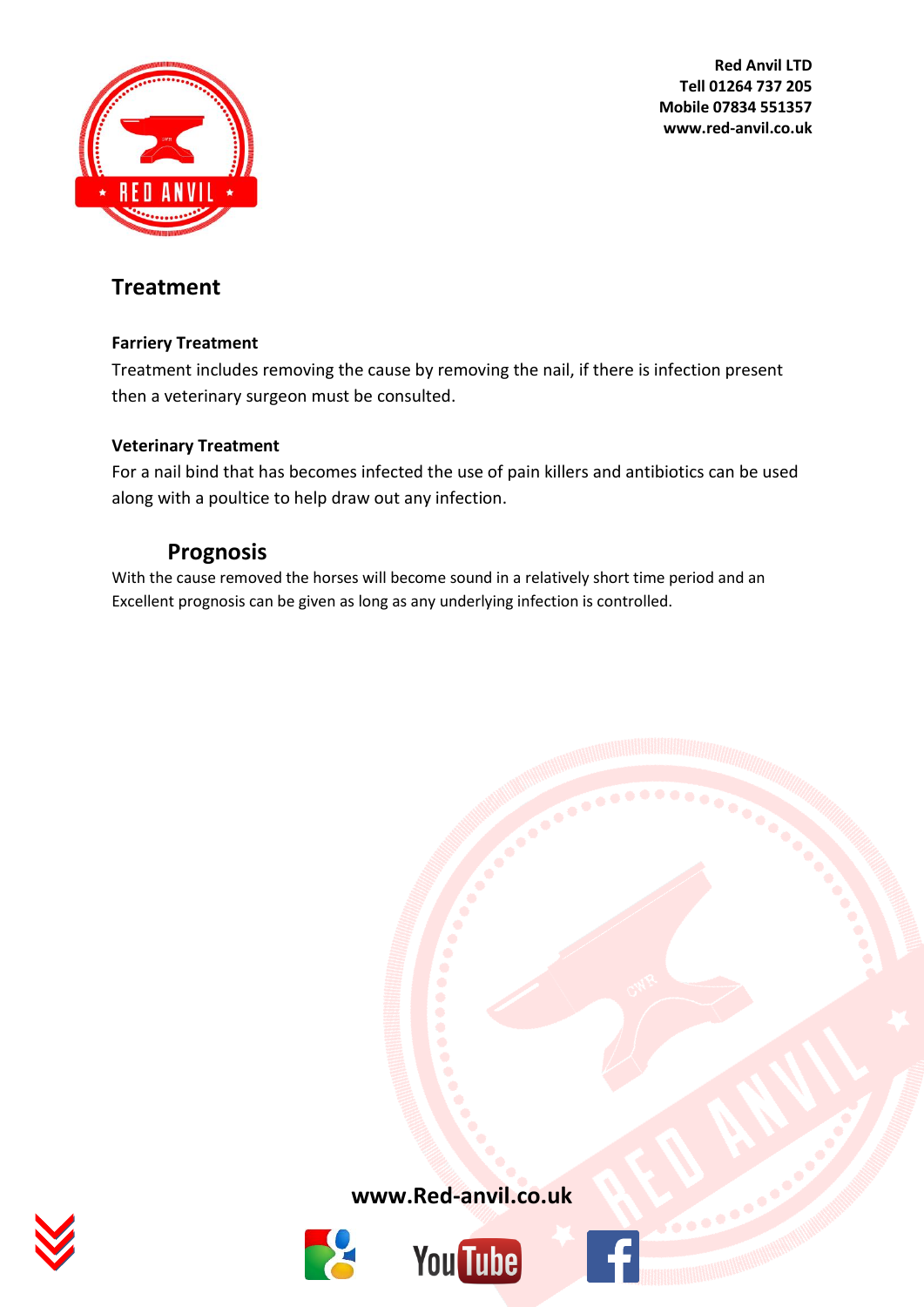## Treatment

### Farriery Treatment

Treatment includes removing the cause by removing the nail, if there is infection present then a veterinary surgeon must be consulted.

### Veterinary Treatment

For a nail bind that has becomes infected the use of pain killers and antibiotics can be used along with a poultice to help draw out any infection.

## Prognosis

With the cause removed the horses will become sound in a relatively short time period and an Excellent prognosis can be given as long as any underlying infection is controlled.